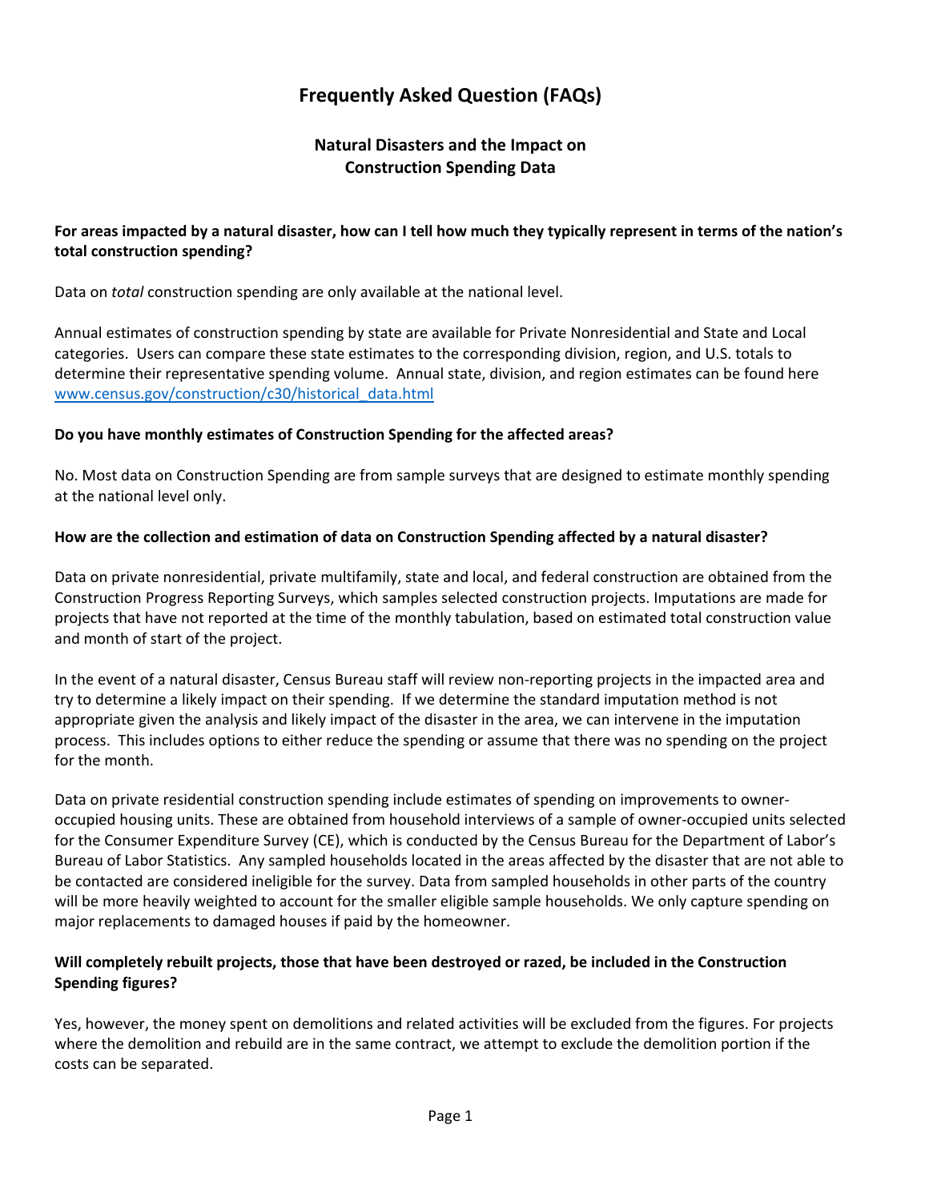# Frequently Asked Question (FAQs)

## Natural Disasters and the Impact on Construction Spending Data

**For areas impacted by a natural disaster, how can I tell how much they typically represent in terms of the nation's total construction spending?**

Data on *total* construction spending are only available at the national level.

Annual estimates of construction spending by state are available for Private Nonresidential and State and Local categories. Users can compare these state estimates to the corresponding division, region, and U.S. totals to determine their representative spending volume. Annual state, division, and region estimates can be found here [www.census.gov/construction/c30/historical_data.html](www.census.gov/construction/c30/historical_data.html)

**Do you have monthly estimates of Construction Spending for the affected areas?**

No. Most data on Construction Spending are from sample surveys that are designed to estimate monthly spending at the national level only.

**How are the collection and estimation of data on Construction Spending affected by a natural disaster?**

Data on private nonresidential, private multifamily, state and local, and federal construction are obtained from the Construction Progress Reporting Surveys, which samples selected construction projects. Imputations are made for projects that have not reported at the time of the monthly tabulation, based on estimated total construction value and month of start of the project.

In the event of a natural disaster, Census Bureau staff will review non-reporting projects in the impacted area and try to determine a likely impact on their spending. If we determine the standard imputation method is not appropriate given the analysis and likely impact of the disaster in the area, we can intervene in the imputation process. This includes options to either reduce the spending or assume that there was no spending on the project for the month.

Data on private residential construction spending include estimates of spending on improvements to owner-occupied housing units. These are obtained from household interviews of a sample of owner-occupied units selected for the Consumer Expenditure Survey (CE), which is conducted by the Census Bureau for the Department of Labor's Bureau of Labor Statistics. Any sampled households located in the areas affected by the disaster that are not able to be contacted are considered ineligible for the survey. Data from sampled households in other parts of the country will be more heavily weighted to account for the smaller eligible sample households. We only capture spending on major replacements to damaged houses if paid by the homeowner.

**Will completely rebuilt projects, those that have been destroyed or razed, be included in the Construction Spending figures?**

Yes, however, the money spent on demolitions and related activities will be excluded from the figures. For projects where the demolition and rebuild are in the same contract, we attempt to exclude the demolition portion if the costs can be separated.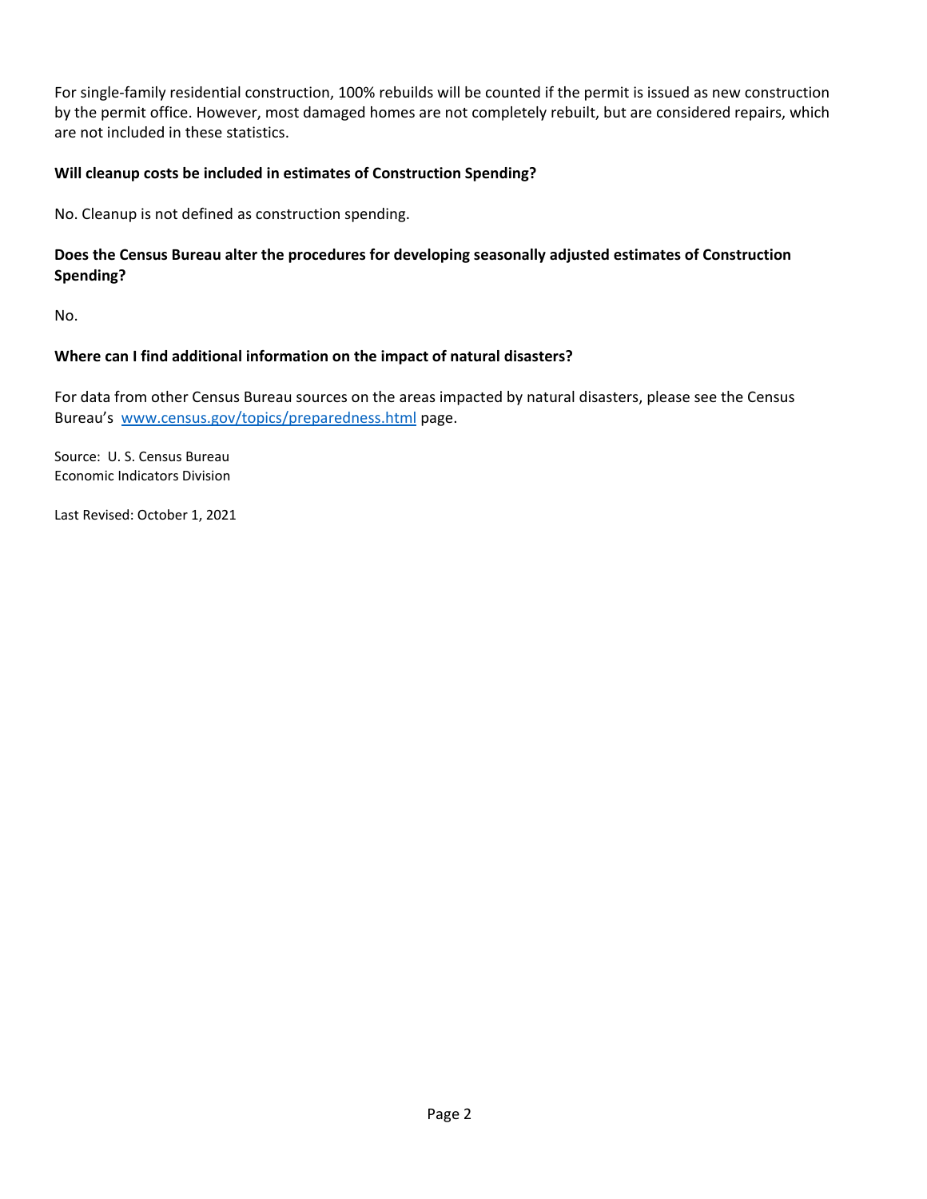For single-family residential construction, 100% rebuilds will be counted if the permit is issued as new construction by the permit office. However, most damaged homes are not completely rebuilt, but are considered repairs, which are not included in these statistics.

**Will cleanup costs be included in estimates of Construction Spending?**

No. Cleanup is not defined as construction spending.

**Does the Census Bureau alter the procedures for developing seasonally adjusted estimates of Construction Spending?**

No.

**Where can I find additional information on the impact of natural disasters?**

For data from other Census Bureau sources on the areas impacted by natural disasters, please see the Census Bureau's [www.census.gov/topics/preparedness.html](www.census.gov/topics/preparedness.html) page.

Source: U. S. Census Bureau
Economic Indicators Division

Last Revised: October 1, 2021